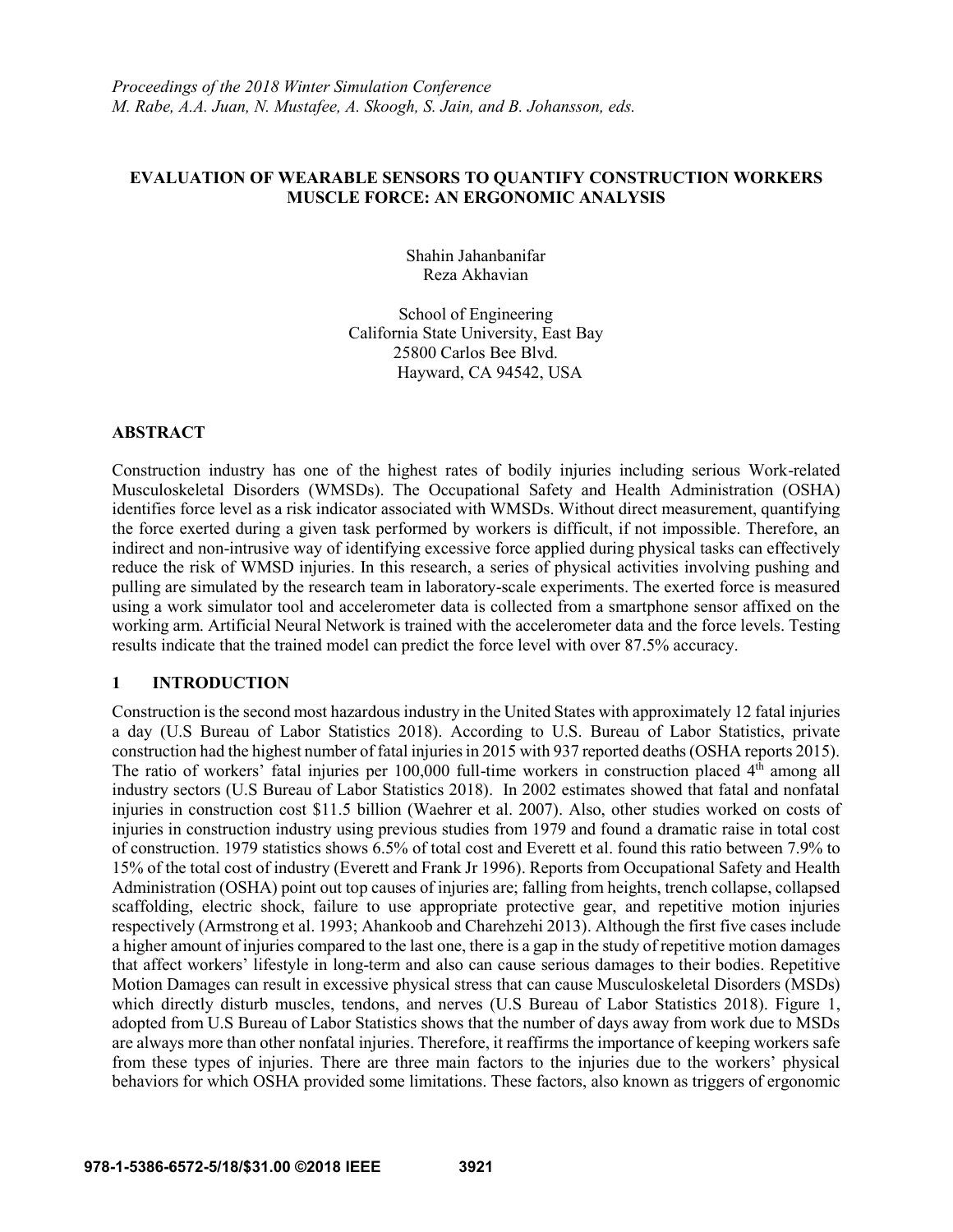*Proceedings of the 2018 Winter Simulation Conference*
*M. Rabe, A.A. Juan, N. Mustafee, A. Skoogh, S. Jain, and B. Johansson, eds.*

# EVALUATION OF WEARABLE SENSORS TO QUANTIFY CONSTRUCTION WORKERS MUSCLE FORCE: AN ERGONOMIC ANALYSIS

Shahin Jahanbanifar
Reza Akhavian

School of Engineering
California State University, East Bay
25800 Carlos Bee Blvd.
Hayward, CA 94542, USA

## ABSTRACT

Construction industry has one of the highest rates of bodily injuries including serious Work-related Musculoskeletal Disorders (WMSDs). The Occupational Safety and Health Administration (OSHA) identifies force level as a risk indicator associated with WMSDs. Without direct measurement, quantifying the force exerted during a given task performed by workers is difficult, if not impossible. Therefore, an indirect and non-intrusive way of identifying excessive force applied during physical tasks can effectively reduce the risk of WMSD injuries. In this research, a series of physical activities involving pushing and pulling are simulated by the research team in laboratory-scale experiments. The exerted force is measured using a work simulator tool and accelerometer data is collected from a smartphone sensor affixed on the working arm. Artificial Neural Network is trained with the accelerometer data and the force levels. Testing results indicate that the trained model can predict the force level with over 87.5% accuracy.

## 1 INTRODUCTION

Construction is the second most hazardous industry in the United States with approximately 12 fatal injuries a day (U.S Bureau of Labor Statistics 2018). According to U.S. Bureau of Labor Statistics, private construction had the highest number of fatal injuries in 2015 with 937 reported deaths (OSHA reports 2015). The ratio of workers' fatal injuries per 100,000 full-time workers in construction placed 4th among all industry sectors (U.S Bureau of Labor Statistics 2018). In 2002 estimates showed that fatal and nonfatal injuries in construction cost $11.5 billion (Waehrer et al. 2007). Also, other studies worked on costs of injuries in construction industry using previous studies from 1979 and found a dramatic raise in total cost of construction. 1979 statistics shows 6.5% of total cost and Everett et al. found this ratio between 7.9% to 15% of the total cost of industry (Everett and Frank Jr 1996). Reports from Occupational Safety and Health Administration (OSHA) point out top causes of injuries are; falling from heights, trench collapse, collapsed scaffolding, electric shock, failure to use appropriate protective gear, and repetitive motion injuries respectively (Armstrong et al. 1993; Ahankoob and Charehzehi 2013). Although the first five cases include a higher amount of injuries compared to the last one, there is a gap in the study of repetitive motion damages that affect workers' lifestyle in long-term and also can cause serious damages to their bodies. Repetitive Motion Damages can result in excessive physical stress that can cause Musculoskeletal Disorders (MSDs) which directly disturb muscles, tendons, and nerves (U.S Bureau of Labor Statistics 2018). Figure 1, adopted from U.S Bureau of Labor Statistics shows that the number of days away from work due to MSDs are always more than other nonfatal injuries. Therefore, it reaffirms the importance of keeping workers safe from these types of injuries. There are three main factors to the injuries due to the workers' physical behaviors for which OSHA provided some limitations. These factors, also known as triggers of ergonomic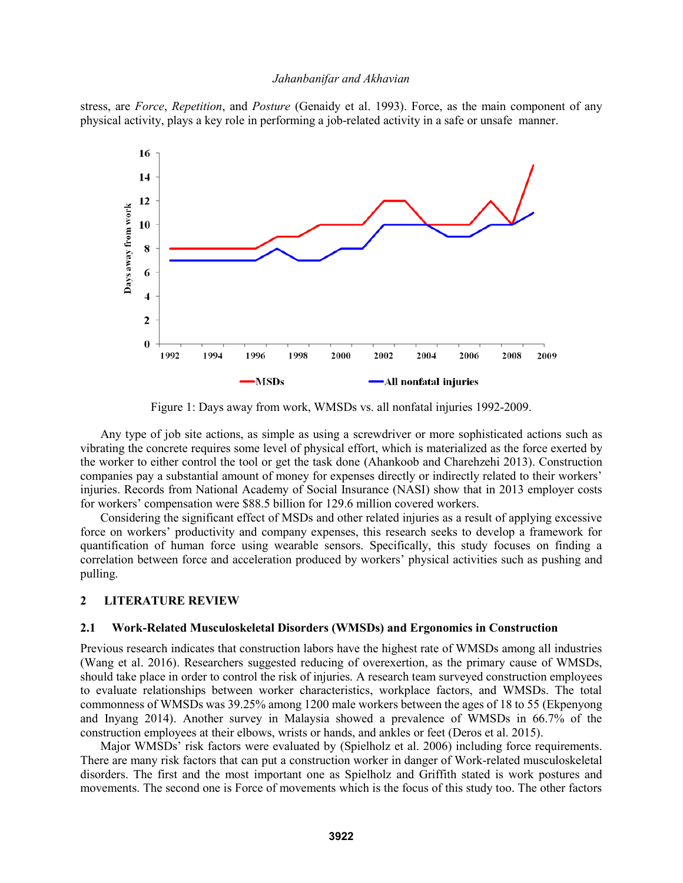stress, are *Force*, *Repetition*, and *Posture* (Genaidy et al. 1993). Force, as the main component of any physical activity, plays a key role in performing a job-related activity in a safe or unsafe manner.

Figure 1: Days away from work, WMSDs vs. all nonfatal injuries 1992-2009.

Any type of job site actions, as simple as using a screwdriver or more sophisticated actions such as vibrating the concrete requires some level of physical effort, which is materialized as the force exerted by the worker to either control the tool or get the task done (Ahankoob and Charehzehi 2013). Construction companies pay a substantial amount of money for expenses directly or indirectly related to their workers' injuries. Records from National Academy of Social Insurance (NASI) show that in 2013 employer costs for workers' compensation were $88.5 billion for 129.6 million covered workers.

Considering the significant effect of MSDs and other related injuries as a result of applying excessive force on workers' productivity and company expenses, this research seeks to develop a framework for quantification of human force using wearable sensors. Specifically, this study focuses on finding a correlation between force and acceleration produced by workers' physical activities such as pushing and pulling.

## 2 LITERATURE REVIEW

### 2.1 Work-Related Musculoskeletal Disorders (WMSDs) and Ergonomics in Construction

Previous research indicates that construction labors have the highest rate of WMSDs among all industries (Wang et al. 2016). Researchers suggested reducing of overexertion, as the primary cause of WMSDs, should take place in order to control the risk of injuries. A research team surveyed construction employees to evaluate relationships between worker characteristics, workplace factors, and WMSDs. The total commonness of WMSDs was 39.25% among 1200 male workers between the ages of 18 to 55 (Ekpenyong and Inyang 2014). Another survey in Malaysia showed a prevalence of WMSDs in 66.7% of the construction employees at their elbows, wrists or hands, and ankles or feet (Deros et al. 2015).

Major WMSDs' risk factors were evaluated by (Spielholz et al. 2006) including force requirements. There are many risk factors that can put a construction worker in danger of Work-related musculoskeletal disorders. The first and the most important one as Spielholz and Griffith stated is work postures and movements. The second one is Force of movements which is the focus of this study too. The other factors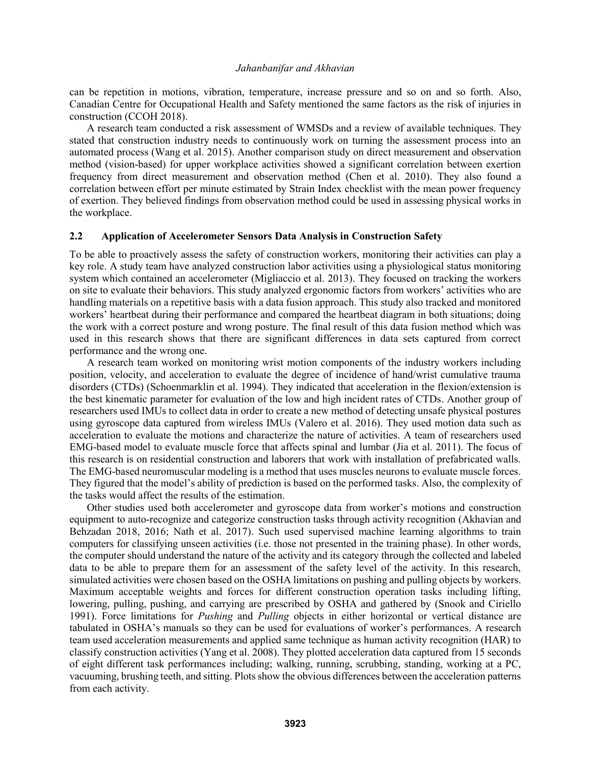can be repetition in motions, vibration, temperature, increase pressure and so on and so forth. Also, Canadian Centre for Occupational Health and Safety mentioned the same factors as the risk of injuries in construction (CCOH 2018).

A research team conducted a risk assessment of WMSDs and a review of available techniques. They stated that construction industry needs to continuously work on turning the assessment process into an automated process (Wang et al. 2015). Another comparison study on direct measurement and observation method (vision-based) for upper workplace activities showed a significant correlation between exertion frequency from direct measurement and observation method (Chen et al. 2010). They also found a correlation between effort per minute estimated by Strain Index checklist with the mean power frequency of exertion. They believed findings from observation method could be used in assessing physical works in the workplace.

## 2.2 Application of Accelerometer Sensors Data Analysis in Construction Safety

To be able to proactively assess the safety of construction workers, monitoring their activities can play a key role. A study team have analyzed construction labor activities using a physiological status monitoring system which contained an accelerometer (Migliaccio et al. 2013). They focused on tracking the workers on site to evaluate their behaviors. This study analyzed ergonomic factors from workers' activities who are handling materials on a repetitive basis with a data fusion approach. This study also tracked and monitored workers' heartbeat during their performance and compared the heartbeat diagram in both situations; doing the work with a correct posture and wrong posture. The final result of this data fusion method which was used in this research shows that there are significant differences in data sets captured from correct performance and the wrong one.

A research team worked on monitoring wrist motion components of the industry workers including position, velocity, and acceleration to evaluate the degree of incidence of hand/wrist cumulative trauma disorders (CTDs) (Schoenmarklin et al. 1994). They indicated that acceleration in the flexion/extension is the best kinematic parameter for evaluation of the low and high incident rates of CTDs. Another group of researchers used IMUs to collect data in order to create a new method of detecting unsafe physical postures using gyroscope data captured from wireless IMUs (Valero et al. 2016). They used motion data such as acceleration to evaluate the motions and characterize the nature of activities. A team of researchers used EMG-based model to evaluate muscle force that affects spinal and lumbar (Jia et al. 2011). The focus of this research is on residential construction and laborers that work with installation of prefabricated walls. The EMG-based neuromuscular modeling is a method that uses muscles neurons to evaluate muscle forces. They figured that the model's ability of prediction is based on the performed tasks. Also, the complexity of the tasks would affect the results of the estimation.

Other studies used both accelerometer and gyroscope data from worker's motions and construction equipment to auto-recognize and categorize construction tasks through activity recognition (Akhavian and Behzadan 2018, 2016; Nath et al. 2017). Such used supervised machine learning algorithms to train computers for classifying unseen activities (i.e. those not presented in the training phase). In other words, the computer should understand the nature of the activity and its category through the collected and labeled data to be able to prepare them for an assessment of the safety level of the activity. In this research, simulated activities were chosen based on the OSHA limitations on pushing and pulling objects by workers. Maximum acceptable weights and forces for different construction operation tasks including lifting, lowering, pulling, pushing, and carrying are prescribed by OSHA and gathered by (Snook and Ciriello 1991). Force limitations for *Pushing* and *Pulling* objects in either horizontal or vertical distance are tabulated in OSHA's manuals so they can be used for evaluations of worker's performances. A research team used acceleration measurements and applied same technique as human activity recognition (HAR) to classify construction activities (Yang et al. 2008). They plotted acceleration data captured from 15 seconds of eight different task performances including; walking, running, scrubbing, standing, working at a PC, vacuuming, brushing teeth, and sitting. Plots show the obvious differences between the acceleration patterns from each activity.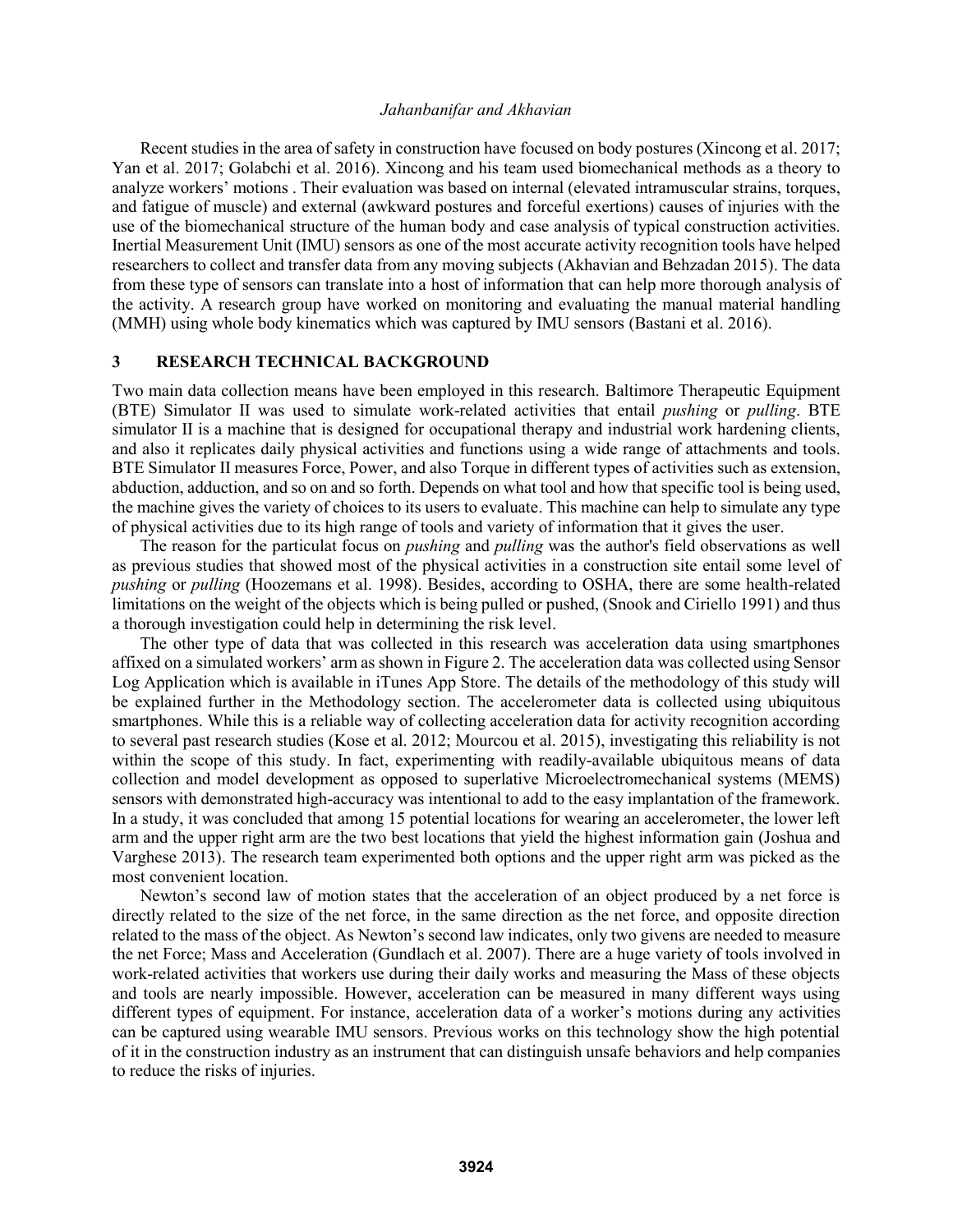Recent studies in the area of safety in construction have focused on body postures (Xincong et al. 2017; Yan et al. 2017; Golabchi et al. 2016). Xincong and his team used biomechanical methods as a theory to analyze workers' motions . Their evaluation was based on internal (elevated intramuscular strains, torques, and fatigue of muscle) and external (awkward postures and forceful exertions) causes of injuries with the use of the biomechanical structure of the human body and case analysis of typical construction activities. Inertial Measurement Unit (IMU) sensors as one of the most accurate activity recognition tools have helped researchers to collect and transfer data from any moving subjects (Akhavian and Behzadan 2015). The data from these type of sensors can translate into a host of information that can help more thorough analysis of the activity. A research group have worked on monitoring and evaluating the manual material handling (MMH) using whole body kinematics which was captured by IMU sensors (Bastani et al. 2016).

## 3 RESEARCH TECHNICAL BACKGROUND

Two main data collection means have been employed in this research. Baltimore Therapeutic Equipment (BTE) Simulator II was used to simulate work-related activities that entail *pushing* or *pulling*. BTE simulator II is a machine that is designed for occupational therapy and industrial work hardening clients, and also it replicates daily physical activities and functions using a wide range of attachments and tools. BTE Simulator II measures Force, Power, and also Torque in different types of activities such as extension, abduction, adduction, and so on and so forth. Depends on what tool and how that specific tool is being used, the machine gives the variety of choices to its users to evaluate. This machine can help to simulate any type of physical activities due to its high range of tools and variety of information that it gives the user.

The reason for the particulat focus on *pushing* and *pulling* was the author's field observations as well as previous studies that showed most of the physical activities in a construction site entail some level of *pushing* or *pulling* (Hoozemans et al. 1998). Besides, according to OSHA, there are some health-related limitations on the weight of the objects which is being pulled or pushed, (Snook and Ciriello 1991) and thus a thorough investigation could help in determining the risk level.

The other type of data that was collected in this research was acceleration data using smartphones affixed on a simulated workers' arm as shown in Figure 2. The acceleration data was collected using Sensor Log Application which is available in iTunes App Store. The details of the methodology of this study will be explained further in the Methodology section. The accelerometer data is collected using ubiquitous smartphones. While this is a reliable way of collecting acceleration data for activity recognition according to several past research studies (Kose et al. 2012; Mourcou et al. 2015), investigating this reliability is not within the scope of this study. In fact, experimenting with readily-available ubiquitous means of data collection and model development as opposed to superlative Microelectromechanical systems (MEMS) sensors with demonstrated high-accuracy was intentional to add to the easy implantation of the framework. In a study, it was concluded that among 15 potential locations for wearing an accelerometer, the lower left arm and the upper right arm are the two best locations that yield the highest information gain (Joshua and Varghese 2013). The research team experimented both options and the upper right arm was picked as the most convenient location.

Newton's second law of motion states that the acceleration of an object produced by a net force is directly related to the size of the net force, in the same direction as the net force, and opposite direction related to the mass of the object. As Newton's second law indicates, only two givens are needed to measure the net Force; Mass and Acceleration (Gundlach et al. 2007). There are a huge variety of tools involved in work-related activities that workers use during their daily works and measuring the Mass of these objects and tools are nearly impossible. However, acceleration can be measured in many different ways using different types of equipment. For instance, acceleration data of a worker's motions during any activities can be captured using wearable IMU sensors. Previous works on this technology show the high potential of it in the construction industry as an instrument that can distinguish unsafe behaviors and help companies to reduce the risks of injuries.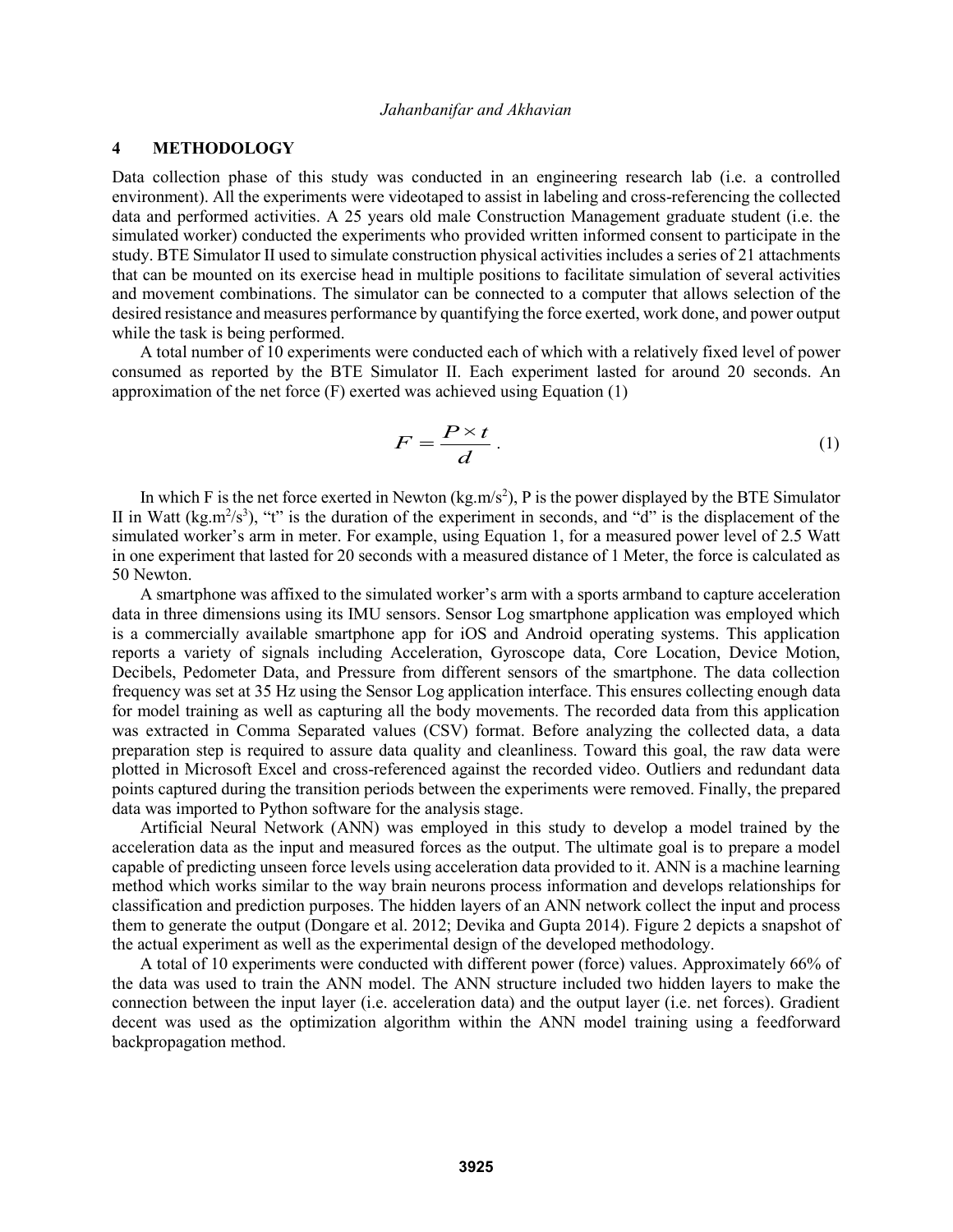## 4 METHODOLOGY

Data collection phase of this study was conducted in an engineering research lab (i.e. a controlled environment). All the experiments were videotaped to assist in labeling and cross-referencing the collected data and performed activities. A 25 years old male Construction Management graduate student (i.e. the simulated worker) conducted the experiments who provided written informed consent to participate in the study. BTE Simulator II used to simulate construction physical activities includes a series of 21 attachments that can be mounted on its exercise head in multiple positions to facilitate simulation of several activities and movement combinations. The simulator can be connected to a computer that allows selection of the desired resistance and measures performance by quantifying the force exerted, work done, and power output while the task is being performed.

A total number of 10 experiments were conducted each of which with a relatively fixed level of power consumed as reported by the BTE Simulator II. Each experiment lasted for around 20 seconds. An approximation of the net force (F) exerted was achieved using Equation (1)

$$F = \frac{P \times t}{d} \,. \tag{1}$$

In which F is the net force exerted in Newton (kg.m/s$^2$), P is the power displayed by the BTE Simulator II in Watt (kg.m$^2$/s$^3$), "t" is the duration of the experiment in seconds, and "d" is the displacement of the simulated worker's arm in meter. For example, using Equation 1, for a measured power level of 2.5 Watt in one experiment that lasted for 20 seconds with a measured distance of 1 Meter, the force is calculated as 50 Newton.

A smartphone was affixed to the simulated worker's arm with a sports armband to capture acceleration data in three dimensions using its IMU sensors. Sensor Log smartphone application was employed which is a commercially available smartphone app for iOS and Android operating systems. This application reports a variety of signals including Acceleration, Gyroscope data, Core Location, Device Motion, Decibels, Pedometer Data, and Pressure from different sensors of the smartphone. The data collection frequency was set at 35 Hz using the Sensor Log application interface. This ensures collecting enough data for model training as well as capturing all the body movements. The recorded data from this application was extracted in Comma Separated values (CSV) format. Before analyzing the collected data, a data preparation step is required to assure data quality and cleanliness. Toward this goal, the raw data were plotted in Microsoft Excel and cross-referenced against the recorded video. Outliers and redundant data points captured during the transition periods between the experiments were removed. Finally, the prepared data was imported to Python software for the analysis stage.

Artificial Neural Network (ANN) was employed in this study to develop a model trained by the acceleration data as the input and measured forces as the output. The ultimate goal is to prepare a model capable of predicting unseen force levels using acceleration data provided to it. ANN is a machine learning method which works similar to the way brain neurons process information and develops relationships for classification and prediction purposes. The hidden layers of an ANN network collect the input and process them to generate the output (Dongare et al. 2012; Devika and Gupta 2014). Figure 2 depicts a snapshot of the actual experiment as well as the experimental design of the developed methodology.

A total of 10 experiments were conducted with different power (force) values. Approximately 66% of the data was used to train the ANN model. The ANN structure included two hidden layers to make the connection between the input layer (i.e. acceleration data) and the output layer (i.e. net forces). Gradient decent was used as the optimization algorithm within the ANN model training using a feedforward backpropagation method.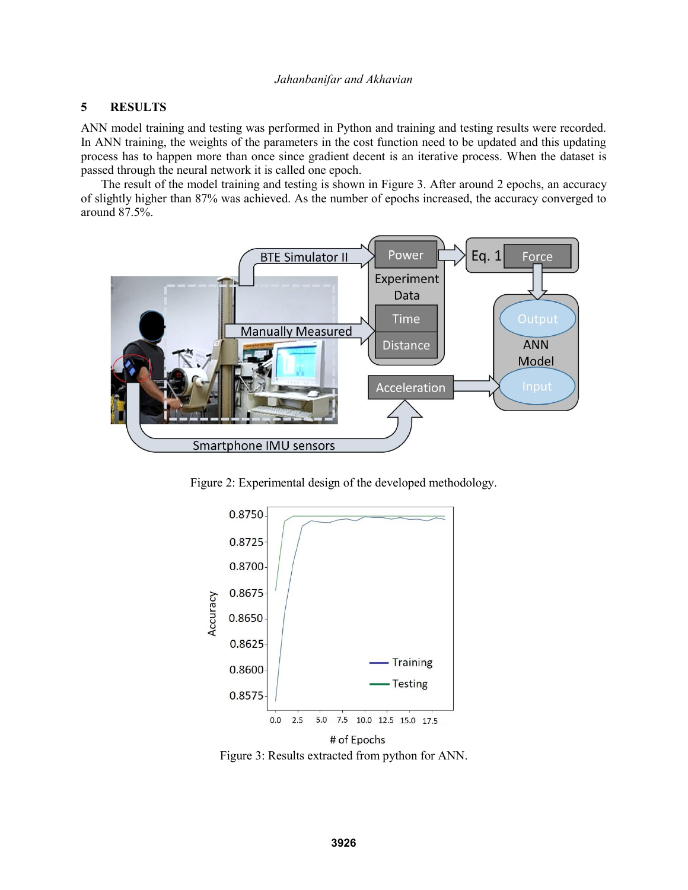## 5 RESULTS

ANN model training and testing was performed in Python and training and testing results were recorded. In ANN training, the weights of the parameters in the cost function need to be updated and this updating process has to happen more than once since gradient decent is an iterative process. When the dataset is passed through the neural network it is called one epoch.

The result of the model training and testing is shown in Figure 3. After around 2 epochs, an accuracy of slightly higher than 87% was achieved. As the number of epochs increased, the accuracy converged to around 87.5%.

Figure 2: Experimental design of the developed methodology.

Figure 3: Results extracted from python for ANN.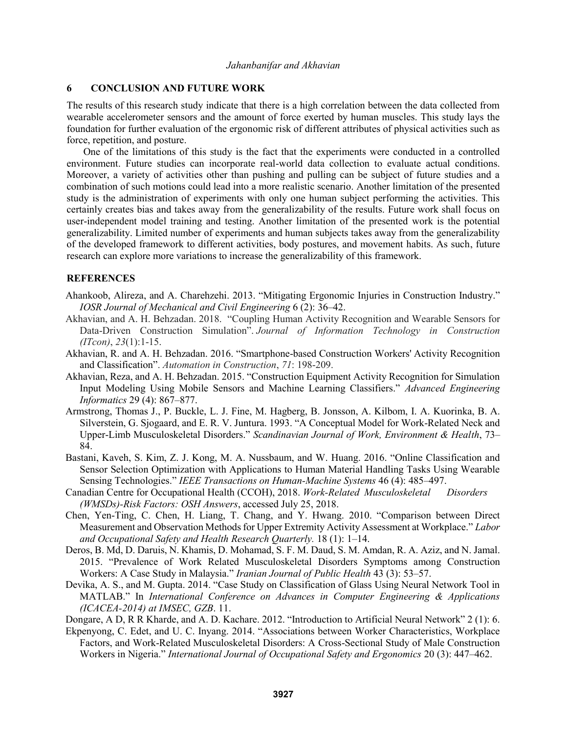## 6 CONCLUSION AND FUTURE WORK

The results of this research study indicate that there is a high correlation between the data collected from wearable accelerometer sensors and the amount of force exerted by human muscles. This study lays the foundation for further evaluation of the ergonomic risk of different attributes of physical activities such as force, repetition, and posture.

One of the limitations of this study is the fact that the experiments were conducted in a controlled environment. Future studies can incorporate real-world data collection to evaluate actual conditions. Moreover, a variety of activities other than pushing and pulling can be subject of future studies and a combination of such motions could lead into a more realistic scenario. Another limitation of the presented study is the administration of experiments with only one human subject performing the activities. This certainly creates bias and takes away from the generalizability of the results. Future work shall focus on user-independent model training and testing. Another limitation of the presented work is the potential generalizability. Limited number of experiments and human subjects takes away from the generalizability of the developed framework to different activities, body postures, and movement habits. As such, future research can explore more variations to increase the generalizability of this framework.

## REFERENCES

Ahankoob, Alireza, and A. Charehzehi. 2013. "Mitigating Ergonomic Injuries in Construction Industry." *IOSR Journal of Mechanical and Civil Engineering* 6 (2): 36–42.

Akhavian, and A. H. Behzadan. 2018. "Coupling Human Activity Recognition and Wearable Sensors for Data-Driven Construction Simulation". *Journal of Information Technology in Construction (ITcon)*, *23*(1):1-15.

Akhavian, R. and A. H. Behzadan. 2016. "Smartphone-based Construction Workers' Activity Recognition and Classification". *Automation in Construction*, *71*: 198-209.

Akhavian, Reza, and A. H. Behzadan. 2015. "Construction Equipment Activity Recognition for Simulation Input Modeling Using Mobile Sensors and Machine Learning Classifiers." *Advanced Engineering Informatics* 29 (4): 867–877.

Armstrong, Thomas J., P. Buckle, L. J. Fine, M. Hagberg, B. Jonsson, A. Kilbom, I. A. Kuorinka, B. A. Silverstein, G. Sjogaard, and E. R. V. Juntura. 1993. "A Conceptual Model for Work-Related Neck and Upper-Limb Musculoskeletal Disorders." *Scandinavian Journal of Work, Environment & Health*, 73–84.

Bastani, Kaveh, S. Kim, Z. J. Kong, M. A. Nussbaum, and W. Huang. 2016. "Online Classification and Sensor Selection Optimization with Applications to Human Material Handling Tasks Using Wearable Sensing Technologies." *IEEE Transactions on Human-Machine Systems* 46 (4): 485–497.

Canadian Centre for Occupational Health (CCOH), 2018. *Work-Related Musculoskeletal Disorders (WMSDs)-Risk Factors: OSH Answers*, accessed July 25, 2018.

Chen, Yen-Ting, C. Chen, H. Liang, T. Chang, and Y. Hwang. 2010. "Comparison between Direct Measurement and Observation Methods for Upper Extremity Activity Assessment at Workplace." *Labor and Occupational Safety and Health Research Quarterly.* 18 (1): 1–14.

Deros, B. Md, D. Daruis, N. Khamis, D. Mohamad, S. F. M. Daud, S. M. Amdan, R. A. Aziz, and N. Jamal. 2015. "Prevalence of Work Related Musculoskeletal Disorders Symptoms among Construction Workers: A Case Study in Malaysia." *Iranian Journal of Public Health* 43 (3): 53–57.

Devika, A. S., and M. Gupta. 2014. "Case Study on Classification of Glass Using Neural Network Tool in MATLAB." In *International Conference on Advances in Computer Engineering & Applications (ICACEA-2014) at IMSEC, GZB*. 11.

Dongare, A D, R R Kharde, and A. D. Kachare. 2012. "Introduction to Artificial Neural Network" 2 (1): 6.

Ekpenyong, C. Edet, and U. C. Inyang. 2014. "Associations between Worker Characteristics, Workplace Factors, and Work-Related Musculoskeletal Disorders: A Cross-Sectional Study of Male Construction Workers in Nigeria." *International Journal of Occupational Safety and Ergonomics* 20 (3): 447–462.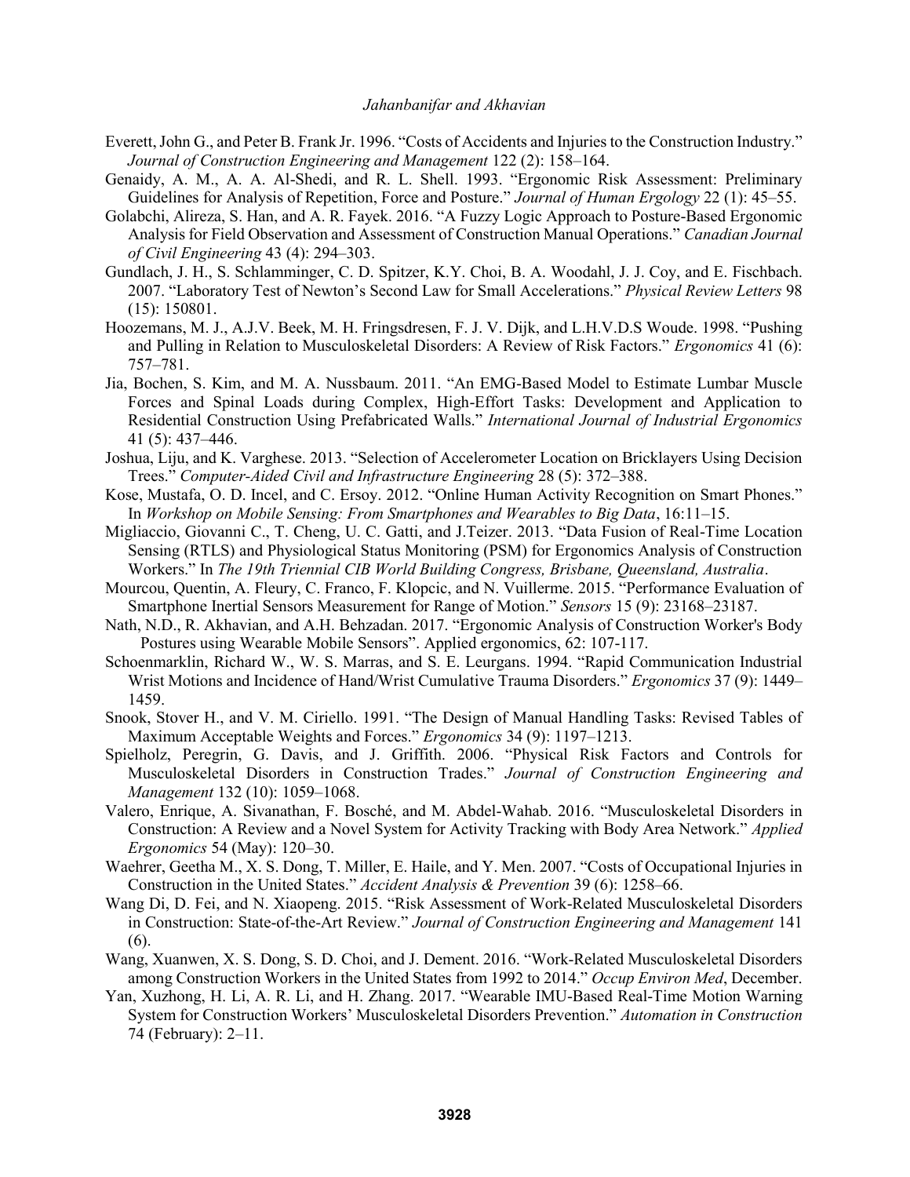Everett, John G., and Peter B. Frank Jr. 1996. "Costs of Accidents and Injuries to the Construction Industry." *Journal of Construction Engineering and Management* 122 (2): 158–164.

Genaidy, A. M., A. A. Al-Shedi, and R. L. Shell. 1993. "Ergonomic Risk Assessment: Preliminary Guidelines for Analysis of Repetition, Force and Posture." *Journal of Human Ergology* 22 (1): 45–55.

Golabchi, Alireza, S. Han, and A. R. Fayek. 2016. "A Fuzzy Logic Approach to Posture-Based Ergonomic Analysis for Field Observation and Assessment of Construction Manual Operations." *Canadian Journal of Civil Engineering* 43 (4): 294–303.

Gundlach, J. H., S. Schlamminger, C. D. Spitzer, K.Y. Choi, B. A. Woodahl, J. J. Coy, and E. Fischbach. 2007. "Laboratory Test of Newton's Second Law for Small Accelerations." *Physical Review Letters* 98 (15): 150801.

Hoozemans, M. J., A.J.V. Beek, M. H. Fringsdresen, F. J. V. Dijk, and L.H.V.D.S Woude. 1998. "Pushing and Pulling in Relation to Musculoskeletal Disorders: A Review of Risk Factors." *Ergonomics* 41 (6): 757–781.

Jia, Bochen, S. Kim, and M. A. Nussbaum. 2011. "An EMG-Based Model to Estimate Lumbar Muscle Forces and Spinal Loads during Complex, High-Effort Tasks: Development and Application to Residential Construction Using Prefabricated Walls." *International Journal of Industrial Ergonomics* 41 (5): 437–446.

Joshua, Liju, and K. Varghese. 2013. "Selection of Accelerometer Location on Bricklayers Using Decision Trees." *Computer-Aided Civil and Infrastructure Engineering* 28 (5): 372–388.

Kose, Mustafa, O. D. Incel, and C. Ersoy. 2012. "Online Human Activity Recognition on Smart Phones." In *Workshop on Mobile Sensing: From Smartphones and Wearables to Big Data*, 16:11–15.

Migliaccio, Giovanni C., T. Cheng, U. C. Gatti, and J.Teizer. 2013. "Data Fusion of Real-Time Location Sensing (RTLS) and Physiological Status Monitoring (PSM) for Ergonomics Analysis of Construction Workers." In *The 19th Triennial CIB World Building Congress, Brisbane, Queensland, Australia*.

Mourcou, Quentin, A. Fleury, C. Franco, F. Klopcic, and N. Vuillerme. 2015. "Performance Evaluation of Smartphone Inertial Sensors Measurement for Range of Motion." *Sensors* 15 (9): 23168–23187.

Nath, N.D., R. Akhavian, and A.H. Behzadan. 2017. "Ergonomic Analysis of Construction Worker's Body Postures using Wearable Mobile Sensors". Applied ergonomics, 62: 107-117.

Schoenmarklin, Richard W., W. S. Marras, and S. E. Leurgans. 1994. "Rapid Communication Industrial Wrist Motions and Incidence of Hand/Wrist Cumulative Trauma Disorders." *Ergonomics* 37 (9): 1449–1459.

Snook, Stover H., and V. M. Ciriello. 1991. "The Design of Manual Handling Tasks: Revised Tables of Maximum Acceptable Weights and Forces." *Ergonomics* 34 (9): 1197–1213.

Spielholz, Peregrin, G. Davis, and J. Griffith. 2006. "Physical Risk Factors and Controls for Musculoskeletal Disorders in Construction Trades." *Journal of Construction Engineering and Management* 132 (10): 1059–1068.

Valero, Enrique, A. Sivanathan, F. Bosché, and M. Abdel-Wahab. 2016. "Musculoskeletal Disorders in Construction: A Review and a Novel System for Activity Tracking with Body Area Network." *Applied Ergonomics* 54 (May): 120–30.

Waehrer, Geetha M., X. S. Dong, T. Miller, E. Haile, and Y. Men. 2007. "Costs of Occupational Injuries in Construction in the United States." *Accident Analysis & Prevention* 39 (6): 1258–66.

Wang Di, D. Fei, and N. Xiaopeng. 2015. "Risk Assessment of Work-Related Musculoskeletal Disorders in Construction: State-of-the-Art Review." *Journal of Construction Engineering and Management* 141 (6).

Wang, Xuanwen, X. S. Dong, S. D. Choi, and J. Dement. 2016. "Work-Related Musculoskeletal Disorders among Construction Workers in the United States from 1992 to 2014." *Occup Environ Med*, December.

Yan, Xuzhong, H. Li, A. R. Li, and H. Zhang. 2017. "Wearable IMU-Based Real-Time Motion Warning System for Construction Workers' Musculoskeletal Disorders Prevention." *Automation in Construction* 74 (February): 2–11.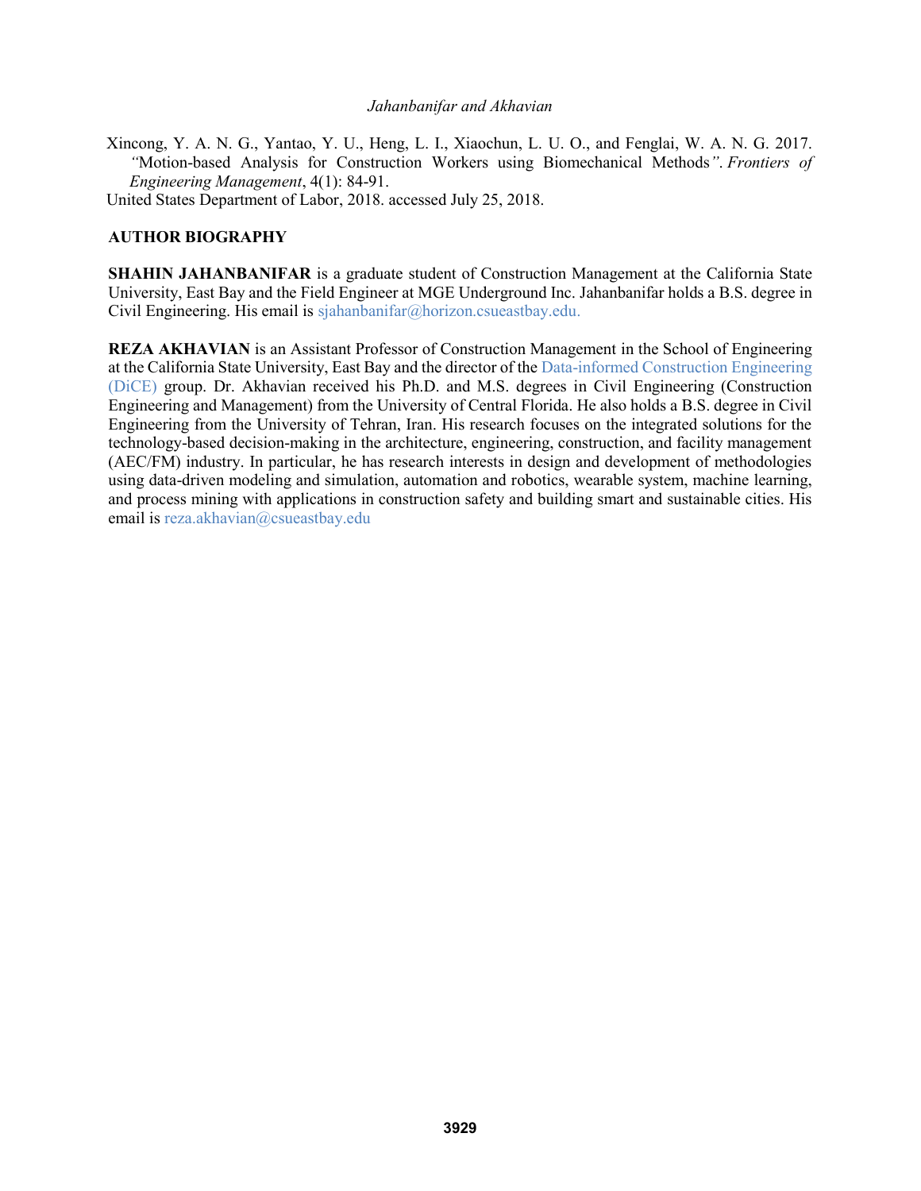Xincong, Y. A. N. G., Yantao, Y. U., Heng, L. I., Xiaochun, L. U. O., and Fenglai, W. A. N. G. 2017. *"*Motion-based Analysis for Construction Workers using Biomechanical Methods*"*. *Frontiers of Engineering Management*, 4(1): 84-91.

United States Department of Labor, 2018. accessed July 25, 2018.

## AUTHOR BIOGRAPHY

**SHAHIN JAHANBANIFAR** is a graduate student of Construction Management at the California State University, East Bay and the Field Engineer at MGE Underground Inc. Jahanbanifar holds a B.S. degree in Civil Engineering. His email is sjahanbanifar@horizon.csueastbay.edu.

**REZA AKHAVIAN** is an Assistant Professor of Construction Management in the School of Engineering at the California State University, East Bay and the director of the Data-informed Construction Engineering (DiCE) group. Dr. Akhavian received his Ph.D. and M.S. degrees in Civil Engineering (Construction Engineering and Management) from the University of Central Florida. He also holds a B.S. degree in Civil Engineering from the University of Tehran, Iran. His research focuses on the integrated solutions for the technology-based decision-making in the architecture, engineering, construction, and facility management (AEC/FM) industry. In particular, he has research interests in design and development of methodologies using data-driven modeling and simulation, automation and robotics, wearable system, machine learning, and process mining with applications in construction safety and building smart and sustainable cities. His email is reza.akhavian@csueastbay.edu